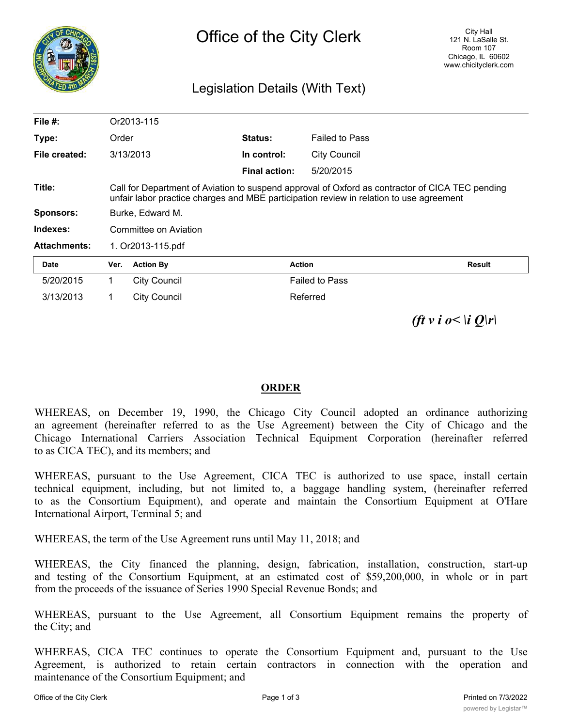# Office of the City Clerk

City Hall
121 N. LaSalle St.
Room 107
Chicago, IL 60602
www.chicityclerk.com

## Legislation Details (With Text)

| | | | |
|---|---|---|---|
| **File #:** | Or2013-115 | | |
| **Type:** | Order | **Status:** | Failed to Pass |
| **File created:** | 3/13/2013 | **In control:** | City Council |
| | | **Final action:** | 5/20/2015 |

**Title:** Call for Department of Aviation to suspend approval of Oxford as contractor of CICA TEC pending unfair labor practice charges and MBE participation review in relation to use agreement

**Sponsors:** Burke, Edward M.

**Indexes:** Committee on Aviation

**Attachments:** 1. Or2013-115.pdf

| Date | Ver. | Action By | Action | Result |
|---|---|---|---|---|
| 5/20/2015 | 1 | City Council | Failed to Pass | |
| 3/13/2013 | 1 | City Council | Referred | |

*(ft v i o< \i Q\r\*

**ORDER**

WHEREAS, on December 19, 1990, the Chicago City Council adopted an ordinance authorizing an agreement (hereinafter referred to as the Use Agreement) between the City of Chicago and the Chicago International Carriers Association Technical Equipment Corporation (hereinafter referred to as CICA TEC), and its members; and

WHEREAS, pursuant to the Use Agreement, CICA TEC is authorized to use space, install certain technical equipment, including, but not limited to, a baggage handling system, (hereinafter referred to as the Consortium Equipment), and operate and maintain the Consortium Equipment at O'Hare International Airport, Terminal 5; and

WHEREAS, the term of the Use Agreement runs until May 11, 2018; and

WHEREAS, the City financed the planning, design, fabrication, installation, construction, start-up and testing of the Consortium Equipment, at an estimated cost of $59,200,000, in whole or in part from the proceeds of the issuance of Series 1990 Special Revenue Bonds; and

WHEREAS, pursuant to the Use Agreement, all Consortium Equipment remains the property of the City; and

WHEREAS, CICA TEC continues to operate the Consortium Equipment and, pursuant to the Use Agreement, is authorized to retain certain contractors in connection with the operation and maintenance of the Consortium Equipment; and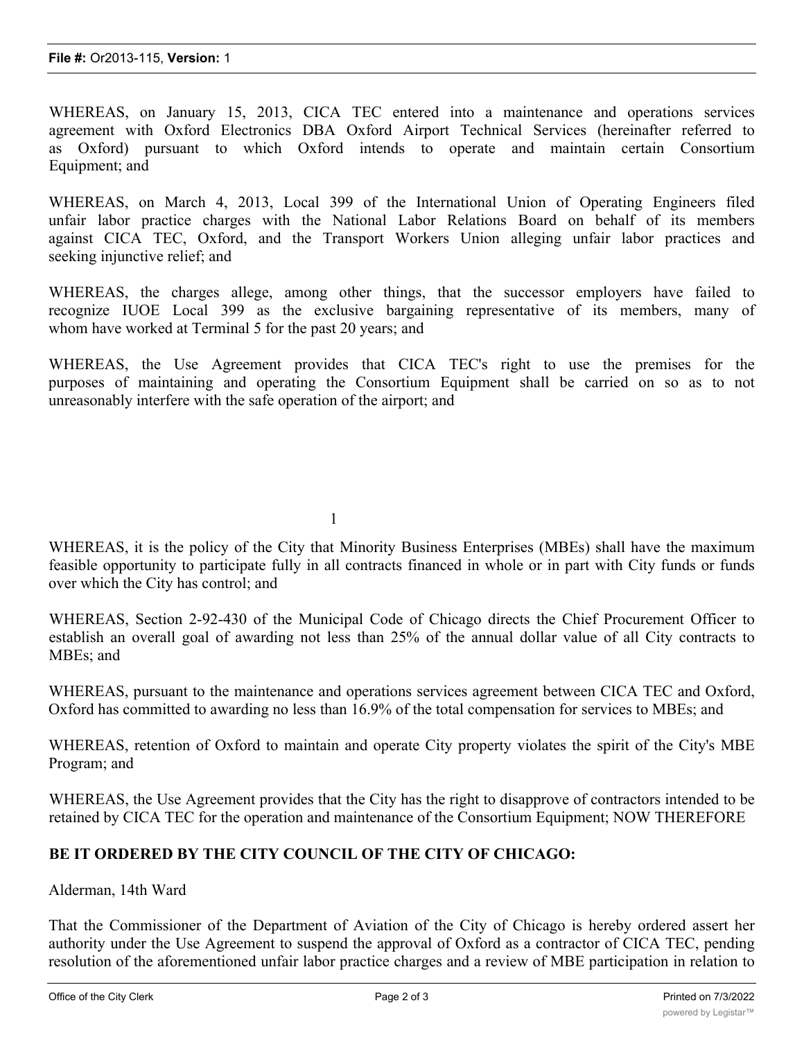WHEREAS, on January 15, 2013, CICA TEC entered into a maintenance and operations services agreement with Oxford Electronics DBA Oxford Airport Technical Services (hereinafter referred to as Oxford) pursuant to which Oxford intends to operate and maintain certain Consortium Equipment; and

WHEREAS, on March 4, 2013, Local 399 of the International Union of Operating Engineers filed unfair labor practice charges with the National Labor Relations Board on behalf of its members against CICA TEC, Oxford, and the Transport Workers Union alleging unfair labor practices and seeking injunctive relief; and

WHEREAS, the charges allege, among other things, that the successor employers have failed to recognize IUOE Local 399 as the exclusive bargaining representative of its members, many of whom have worked at Terminal 5 for the past 20 years; and

WHEREAS, the Use Agreement provides that CICA TEC's right to use the premises for the purposes of maintaining and operating the Consortium Equipment shall be carried on so as to not unreasonably interfere with the safe operation of the airport; and

WHEREAS, it is the policy of the City that Minority Business Enterprises (MBEs) shall have the maximum feasible opportunity to participate fully in all contracts financed in whole or in part with City funds or funds over which the City has control; and

WHEREAS, Section 2-92-430 of the Municipal Code of Chicago directs the Chief Procurement Officer to establish an overall goal of awarding not less than 25% of the annual dollar value of all City contracts to MBEs; and

WHEREAS, pursuant to the maintenance and operations services agreement between CICA TEC and Oxford, Oxford has committed to awarding no less than 16.9% of the total compensation for services to MBEs; and

WHEREAS, retention of Oxford to maintain and operate City property violates the spirit of the City's MBE Program; and

WHEREAS, the Use Agreement provides that the City has the right to disapprove of contractors intended to be retained by CICA TEC for the operation and maintenance of the Consortium Equipment; NOW THEREFORE

**BE IT ORDERED BY THE CITY COUNCIL OF THE CITY OF CHICAGO:**

Alderman, 14th Ward

That the Commissioner of the Department of Aviation of the City of Chicago is hereby ordered assert her authority under the Use Agreement to suspend the approval of Oxford as a contractor of CICA TEC, pending resolution of the aforementioned unfair labor practice charges and a review of MBE participation in relation to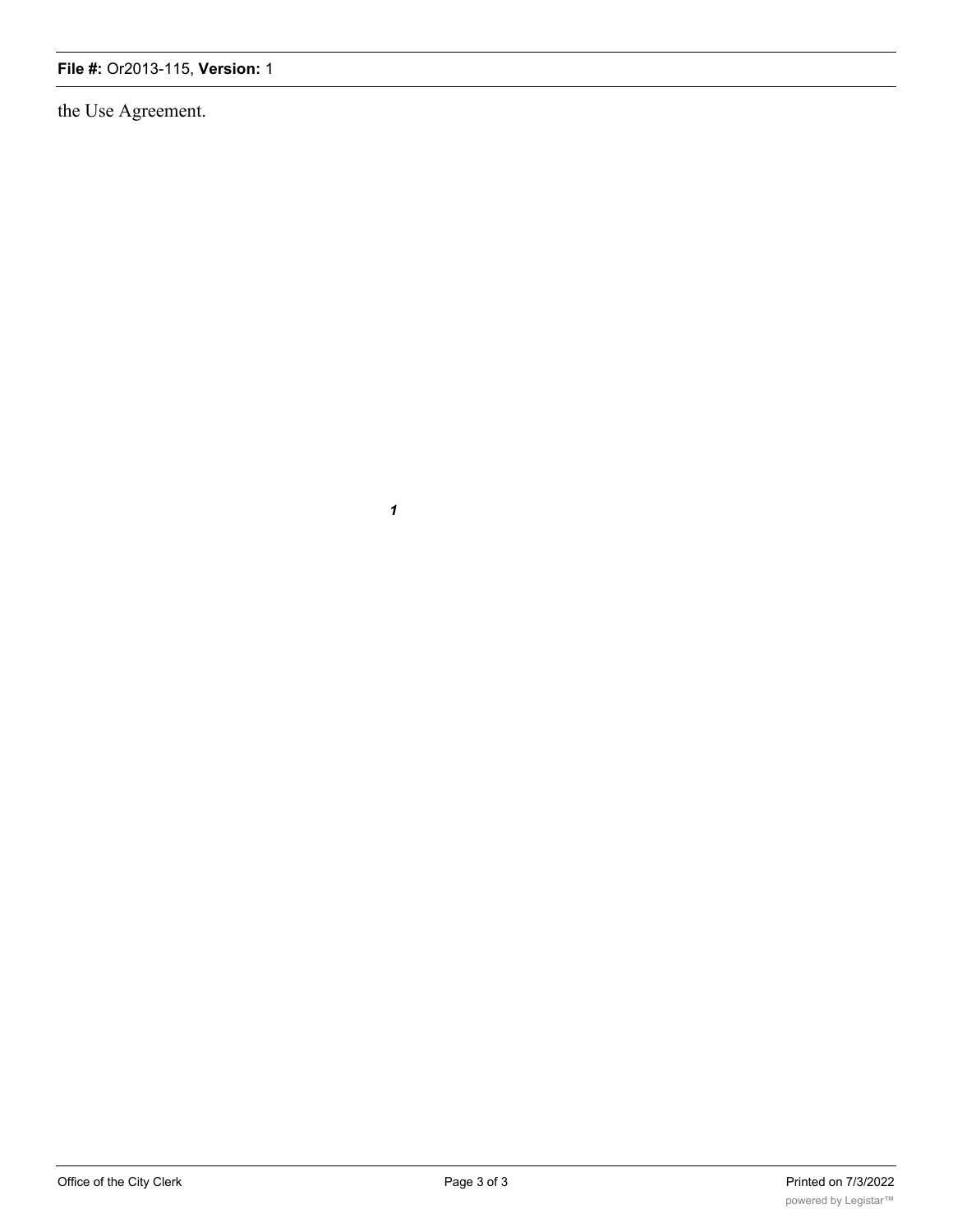the Use Agreement.

***1***